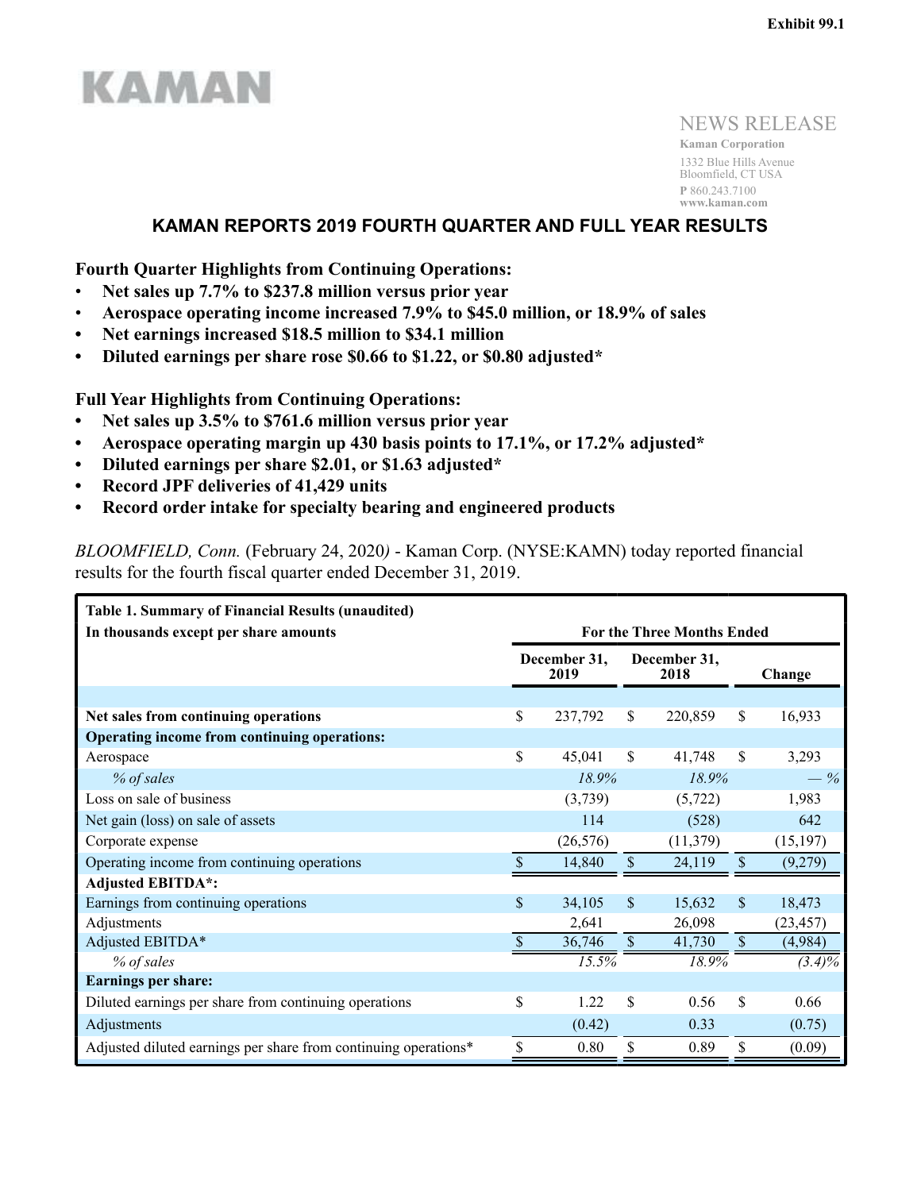Exhibit 99.1

KAMAN

NEWS RELEASE

**Kaman Corporation**
1332 Blue Hills Avenue
Bloomfield, CT USA
**P** 860.243.7100
**www.kaman.com**

# KAMAN REPORTS 2019 FOURTH QUARTER AND FULL YEAR RESULTS

**Fourth Quarter Highlights from Continuing Operations:**

- **Net sales up 7.7% to $237.8 million versus prior year**
- **Aerospace operating income increased 7.9% to $45.0 million, or 18.9% of sales**
- **Net earnings increased $18.5 million to $34.1 million**
- **Diluted earnings per share rose $0.66 to $1.22, or $0.80 adjusted***

**Full Year Highlights from Continuing Operations:**

- **Net sales up 3.5% to $761.6 million versus prior year**
- **Aerospace operating margin up 430 basis points to 17.1%, or 17.2% adjusted***
- **Diluted earnings per share $2.01, or $1.63 adjusted***
- **Record JPF deliveries of 41,429 units**
- **Record order intake for specialty bearing and engineered products**

*BLOOMFIELD, Conn.* (February 24, 2020*)* - Kaman Corp. (NYSE:KAMN) today reported financial results for the fourth fiscal quarter ended December 31, 2019.

| **Table 1. Summary of Financial Results (unaudited)** **In thousands except per share amounts** | For the Three Months Ended | | |
|---|---|---|---|
| | December 31, 2019 | December 31, 2018 | Change |
| **Net sales from continuing operations** | $ 237,792 | $ 220,859 | $ 16,933 |
| **Operating income from continuing operations:** | | | |
| Aerospace | $ 45,041 | $ 41,748 | $ 3,293 |
| *% of sales* | *18.9%* | *18.9%* | *— %* |
| Loss on sale of business | (3,739) | (5,722) | 1,983 |
| Net gain (loss) on sale of assets | 114 | (528) | 642 |
| Corporate expense | (26,576) | (11,379) | (15,197) |
| Operating income from continuing operations | $ 14,840 | $ 24,119 | $ (9,279) |
| **Adjusted EBITDA*:** | | | |
| Earnings from continuing operations | $ 34,105 | $ 15,632 | $ 18,473 |
| Adjustments | 2,641 | 26,098 | (23,457) |
| Adjusted EBITDA* | $ 36,746 | $ 41,730 | $ (4,984) |
| *% of sales* | *15.5%* | *18.9%* | *(3.4)%* |
| **Earnings per share:** | | | |
| Diluted earnings per share from continuing operations | $ 1.22 | $ 0.56 | $ 0.66 |
| Adjustments | (0.42) | 0.33 | (0.75) |
| Adjusted diluted earnings per share from continuing operations* | $ 0.80 | $ 0.89 | $ (0.09) |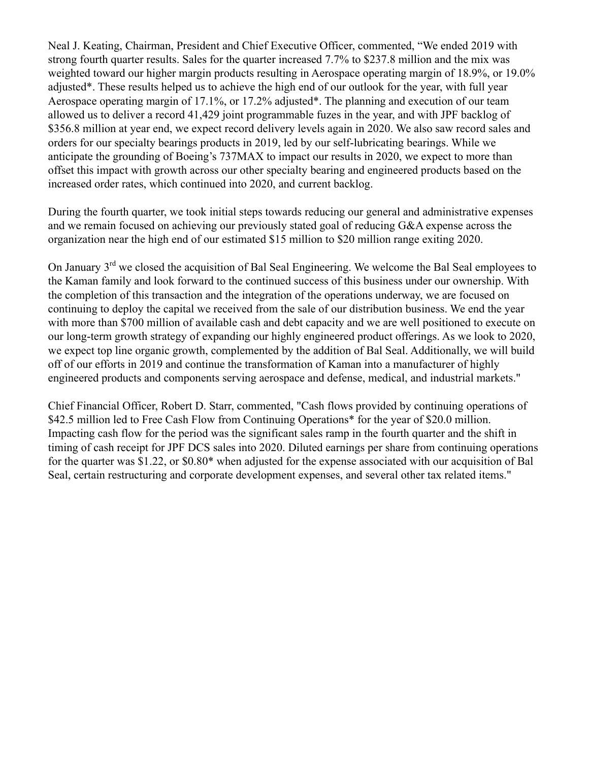Neal J. Keating, Chairman, President and Chief Executive Officer, commented, “We ended 2019 with strong fourth quarter results. Sales for the quarter increased 7.7% to $237.8 million and the mix was weighted toward our higher margin products resulting in Aerospace operating margin of 18.9%, or 19.0% adjusted*. These results helped us to achieve the high end of our outlook for the year, with full year Aerospace operating margin of 17.1%, or 17.2% adjusted*. The planning and execution of our team allowed us to deliver a record 41,429 joint programmable fuzes in the year, and with JPF backlog of $356.8 million at year end, we expect record delivery levels again in 2020. We also saw record sales and orders for our specialty bearings products in 2019, led by our self-lubricating bearings. While we anticipate the grounding of Boeing’s 737MAX to impact our results in 2020, we expect to more than offset this impact with growth across our other specialty bearing and engineered products based on the increased order rates, which continued into 2020, and current backlog.

During the fourth quarter, we took initial steps towards reducing our general and administrative expenses and we remain focused on achieving our previously stated goal of reducing G&A expense across the organization near the high end of our estimated $15 million to $20 million range exiting 2020.

On January 3rd we closed the acquisition of Bal Seal Engineering. We welcome the Bal Seal employees to the Kaman family and look forward to the continued success of this business under our ownership. With the completion of this transaction and the integration of the operations underway, we are focused on continuing to deploy the capital we received from the sale of our distribution business. We end the year with more than $700 million of available cash and debt capacity and we are well positioned to execute on our long-term growth strategy of expanding our highly engineered product offerings. As we look to 2020, we expect top line organic growth, complemented by the addition of Bal Seal. Additionally, we will build off of our efforts in 2019 and continue the transformation of Kaman into a manufacturer of highly engineered products and components serving aerospace and defense, medical, and industrial markets."

Chief Financial Officer, Robert D. Starr, commented, "Cash flows provided by continuing operations of $42.5 million led to Free Cash Flow from Continuing Operations* for the year of $20.0 million. Impacting cash flow for the period was the significant sales ramp in the fourth quarter and the shift in timing of cash receipt for JPF DCS sales into 2020. Diluted earnings per share from continuing operations for the quarter was $1.22, or $0.80* when adjusted for the expense associated with our acquisition of Bal Seal, certain restructuring and corporate development expenses, and several other tax related items."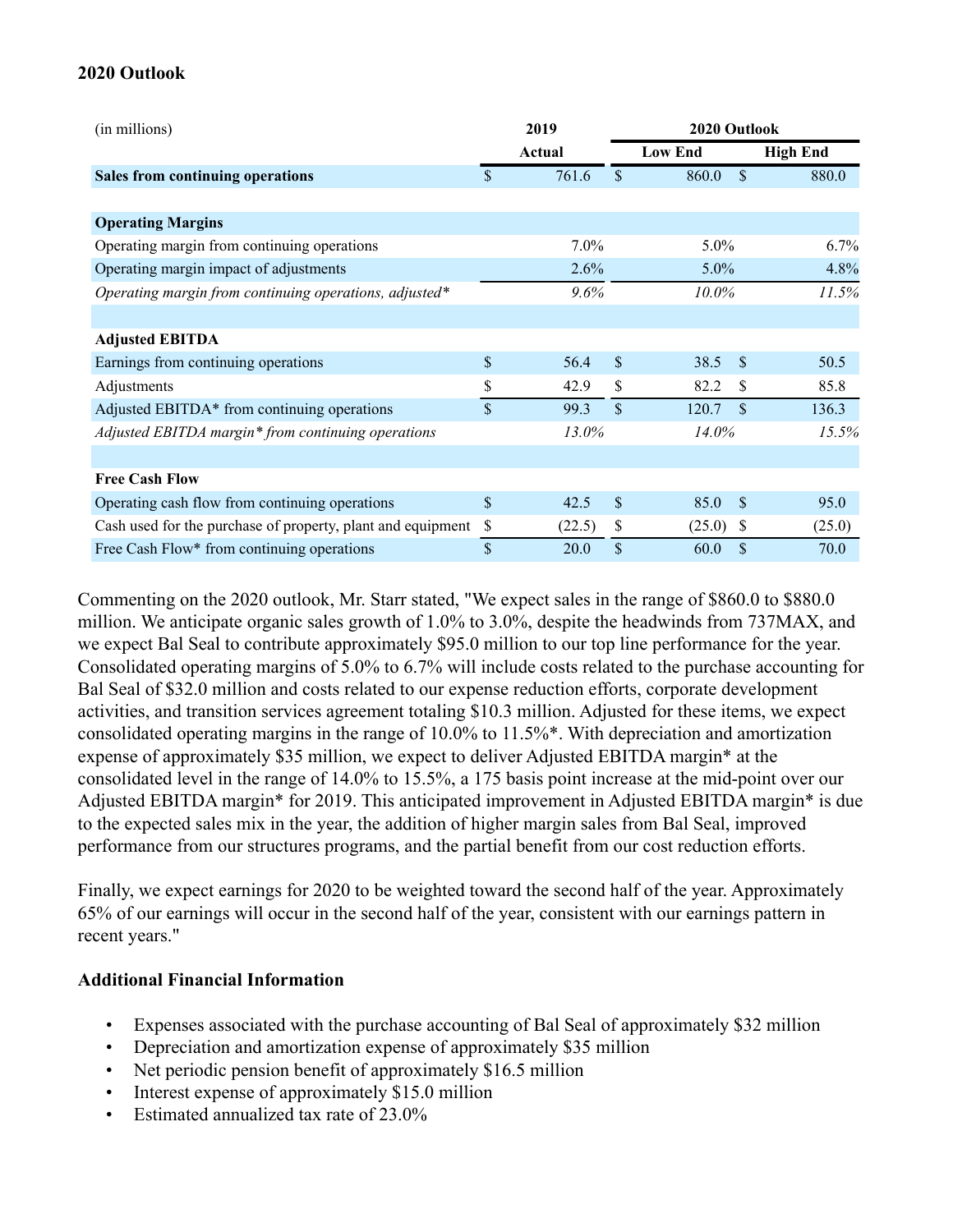## 2020 Outlook

| (in millions) | 2019 | 2020 Outlook | |
|---|---|---|---|
| | Actual | Low End | High End |
| **Sales from continuing operations** | $ 761.6 | $ 860.0 | $ 880.0 |
| | | | |
| **Operating Margins** | | | |
| Operating margin from continuing operations | 7.0% | 5.0% | 6.7% |
| Operating margin impact of adjustments | 2.6% | 5.0% | 4.8% |
| *Operating margin from continuing operations, adjusted** | *9.6%* | *10.0%* | *11.5%* |
| | | | |
| **Adjusted EBITDA** | | | |
| Earnings from continuing operations | $ 56.4 | $ 38.5 | $ 50.5 |
| Adjustments | $ 42.9 | $ 82.2 | $ 85.8 |
| Adjusted EBITDA* from continuing operations | $ 99.3 | $ 120.7 | $ 136.3 |
| *Adjusted EBITDA margin* from continuing operations* | *13.0%* | *14.0%* | *15.5%* |
| | | | |
| **Free Cash Flow** | | | |
| Operating cash flow from continuing operations | $ 42.5 | $ 85.0 | $ 95.0 |
| Cash used for the purchase of property, plant and equipment | $ (22.5) | $ (25.0) | $ (25.0) |
| Free Cash Flow* from continuing operations | $ 20.0 | $ 60.0 | $ 70.0 |

Commenting on the 2020 outlook, Mr. Starr stated, "We expect sales in the range of $860.0 to $880.0 million. We anticipate organic sales growth of 1.0% to 3.0%, despite the headwinds from 737MAX, and we expect Bal Seal to contribute approximately $95.0 million to our top line performance for the year. Consolidated operating margins of 5.0% to 6.7% will include costs related to the purchase accounting for Bal Seal of $32.0 million and costs related to our expense reduction efforts, corporate development activities, and transition services agreement totaling $10.3 million. Adjusted for these items, we expect consolidated operating margins in the range of 10.0% to 11.5%*. With depreciation and amortization expense of approximately $35 million, we expect to deliver Adjusted EBITDA margin* at the consolidated level in the range of 14.0% to 15.5%, a 175 basis point increase at the mid-point over our Adjusted EBITDA margin* for 2019. This anticipated improvement in Adjusted EBITDA margin* is due to the expected sales mix in the year, the addition of higher margin sales from Bal Seal, improved performance from our structures programs, and the partial benefit from our cost reduction efforts.

Finally, we expect earnings for 2020 to be weighted toward the second half of the year. Approximately 65% of our earnings will occur in the second half of the year, consistent with our earnings pattern in recent years."

## Additional Financial Information

- Expenses associated with the purchase accounting of Bal Seal of approximately $32 million
- Depreciation and amortization expense of approximately $35 million
- Net periodic pension benefit of approximately $16.5 million
- Interest expense of approximately $15.0 million
- Estimated annualized tax rate of 23.0%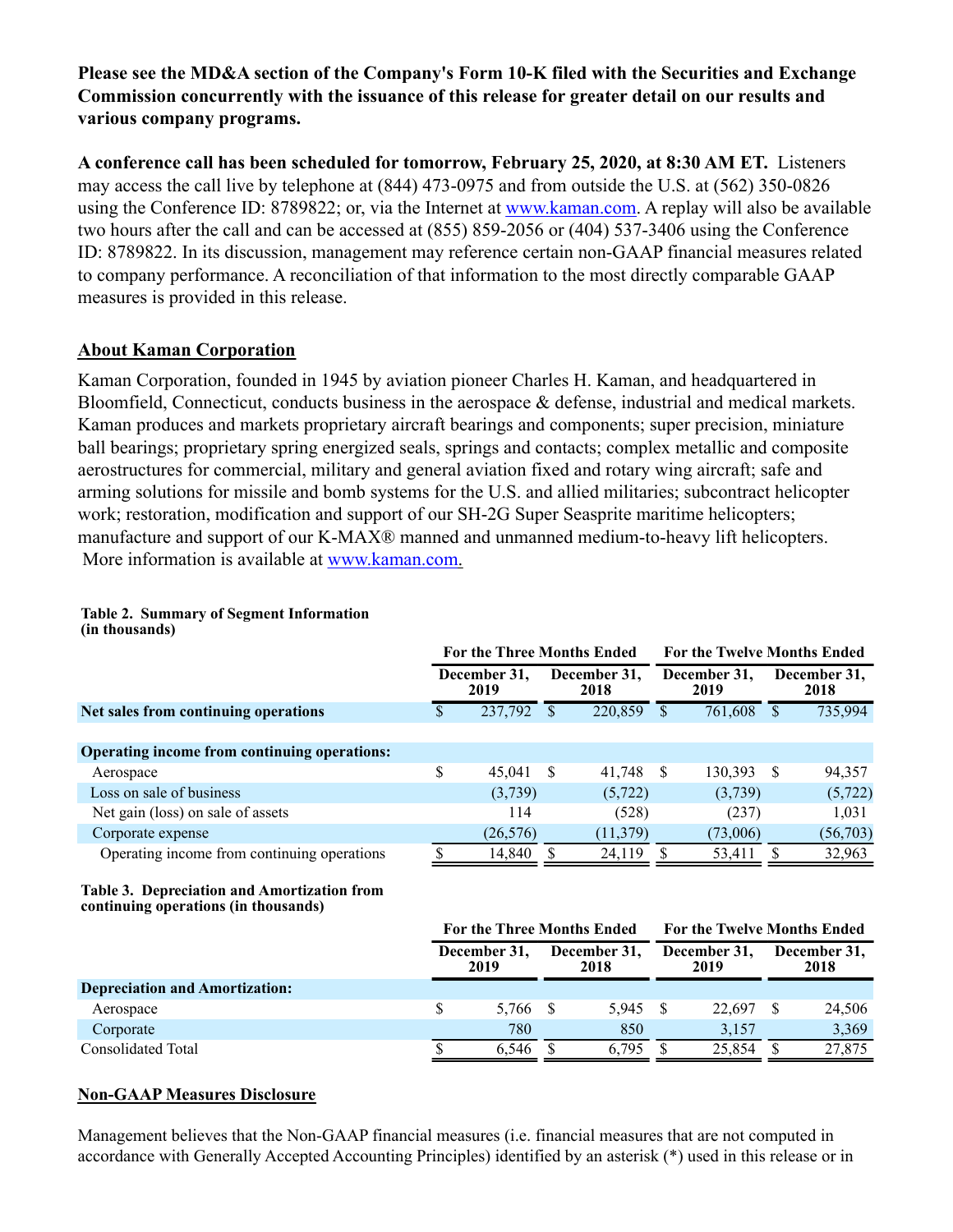**Please see the MD&A section of the Company's Form 10-K filed with the Securities and Exchange Commission concurrently with the issuance of this release for greater detail on our results and various company programs.**

**A conference call has been scheduled for tomorrow, February 25, 2020, at 8:30 AM ET.** Listeners may access the call live by telephone at (844) 473-0975 and from outside the U.S. at (562) 350-0826 using the Conference ID: 8789822; or, via the Internet at www.kaman.com. A replay will also be available two hours after the call and can be accessed at (855) 859-2056 or (404) 537-3406 using the Conference ID: 8789822. In its discussion, management may reference certain non-GAAP financial measures related to company performance. A reconciliation of that information to the most directly comparable GAAP measures is provided in this release.

## About Kaman Corporation

Kaman Corporation, founded in 1945 by aviation pioneer Charles H. Kaman, and headquartered in Bloomfield, Connecticut, conducts business in the aerospace & defense, industrial and medical markets. Kaman produces and markets proprietary aircraft bearings and components; super precision, miniature ball bearings; proprietary spring energized seals, springs and contacts; complex metallic and composite aerostructures for commercial, military and general aviation fixed and rotary wing aircraft; safe and arming solutions for missile and bomb systems for the U.S. and allied militaries; subcontract helicopter work; restoration, modification and support of our SH-2G Super Seasprite maritime helicopters; manufacture and support of our K-MAX® manned and unmanned medium-to-heavy lift helicopters. More information is available at www.kaman.com.

**Table 2. Summary of Segment Information (in thousands)**

| | For the Three Months Ended | | For the Twelve Months Ended | |
|---|---|---|---|---|
| | December 31, 2019 | December 31, 2018 | December 31, 2019 | December 31, 2018 |
| **Net sales from continuing operations** | $ 237,792 | $ 220,859 | $ 761,608 | $ 735,994 |
| **Operating income from continuing operations:** | | | | |
| Aerospace | $ 45,041 | $ 41,748 | $ 130,393 | $ 94,357 |
| Loss on sale of business | (3,739) | (5,722) | (3,739) | (5,722) |
| Net gain (loss) on sale of assets | 114 | (528) | (237) | 1,031 |
| Corporate expense | (26,576) | (11,379) | (73,006) | (56,703) |
| Operating income from continuing operations | $ 14,840 | $ 24,119 | $ 53,411 | $ 32,963 |

**Table 3. Depreciation and Amortization from continuing operations (in thousands)**

| | For the Three Months Ended | | For the Twelve Months Ended | |
|---|---|---|---|---|
| | December 31, 2019 | December 31, 2018 | December 31, 2019 | December 31, 2018 |
| **Depreciation and Amortization:** | | | | |
| Aerospace | $ 5,766 | $ 5,945 | $ 22,697 | $ 24,506 |
| Corporate | 780 | 850 | 3,157 | 3,369 |
| Consolidated Total | $ 6,546 | $ 6,795 | $ 25,854 | $ 27,875 |

## Non-GAAP Measures Disclosure

Management believes that the Non-GAAP financial measures (i.e. financial measures that are not computed in accordance with Generally Accepted Accounting Principles) identified by an asterisk (*) used in this release or in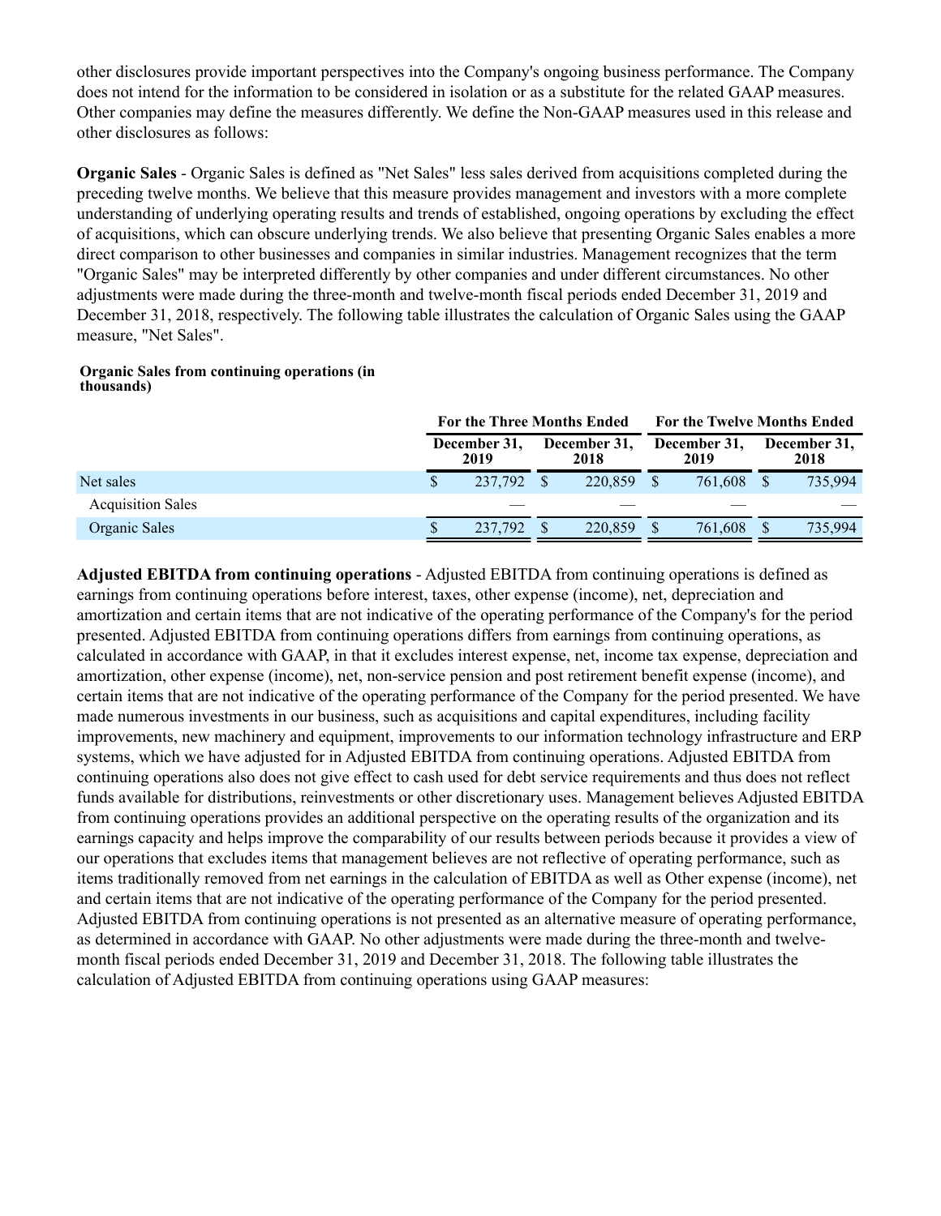other disclosures provide important perspectives into the Company's ongoing business performance. The Company does not intend for the information to be considered in isolation or as a substitute for the related GAAP measures. Other companies may define the measures differently. We define the Non-GAAP measures used in this release and other disclosures as follows:

**Organic Sales** - Organic Sales is defined as "Net Sales" less sales derived from acquisitions completed during the preceding twelve months. We believe that this measure provides management and investors with a more complete understanding of underlying operating results and trends of established, ongoing operations by excluding the effect of acquisitions, which can obscure underlying trends. We also believe that presenting Organic Sales enables a more direct comparison to other businesses and companies in similar industries. Management recognizes that the term "Organic Sales" may be interpreted differently by other companies and under different circumstances. No other adjustments were made during the three-month and twelve-month fiscal periods ended December 31, 2019 and December 31, 2018, respectively. The following table illustrates the calculation of Organic Sales using the GAAP measure, "Net Sales".

**Organic Sales from continuing operations (in thousands)**

| | For the Three Months Ended | | For the Twelve Months Ended | |
|---|---|---|---|---|
| | December 31, 2019 | December 31, 2018 | December 31, 2019 | December 31, 2018 |
| Net sales | $ 237,792 | $ 220,859 | $ 761,608 | $ 735,994 |
| Acquisition Sales | — | — | — | — |
| Organic Sales | $ 237,792 | $ 220,859 | $ 761,608 | $ 735,994 |

**Adjusted EBITDA from continuing operations** - Adjusted EBITDA from continuing operations is defined as earnings from continuing operations before interest, taxes, other expense (income), net, depreciation and amortization and certain items that are not indicative of the operating performance of the Company's for the period presented. Adjusted EBITDA from continuing operations differs from earnings from continuing operations, as calculated in accordance with GAAP, in that it excludes interest expense, net, income tax expense, depreciation and amortization, other expense (income), net, non-service pension and post retirement benefit expense (income), and certain items that are not indicative of the operating performance of the Company for the period presented. We have made numerous investments in our business, such as acquisitions and capital expenditures, including facility improvements, new machinery and equipment, improvements to our information technology infrastructure and ERP systems, which we have adjusted for in Adjusted EBITDA from continuing operations. Adjusted EBITDA from continuing operations also does not give effect to cash used for debt service requirements and thus does not reflect funds available for distributions, reinvestments or other discretionary uses. Management believes Adjusted EBITDA from continuing operations provides an additional perspective on the operating results of the organization and its earnings capacity and helps improve the comparability of our results between periods because it provides a view of our operations that excludes items that management believes are not reflective of operating performance, such as items traditionally removed from net earnings in the calculation of EBITDA as well as Other expense (income), net and certain items that are not indicative of the operating performance of the Company for the period presented. Adjusted EBITDA from continuing operations is not presented as an alternative measure of operating performance, as determined in accordance with GAAP. No other adjustments were made during the three-month and twelve-month fiscal periods ended December 31, 2019 and December 31, 2018. The following table illustrates the calculation of Adjusted EBITDA from continuing operations using GAAP measures: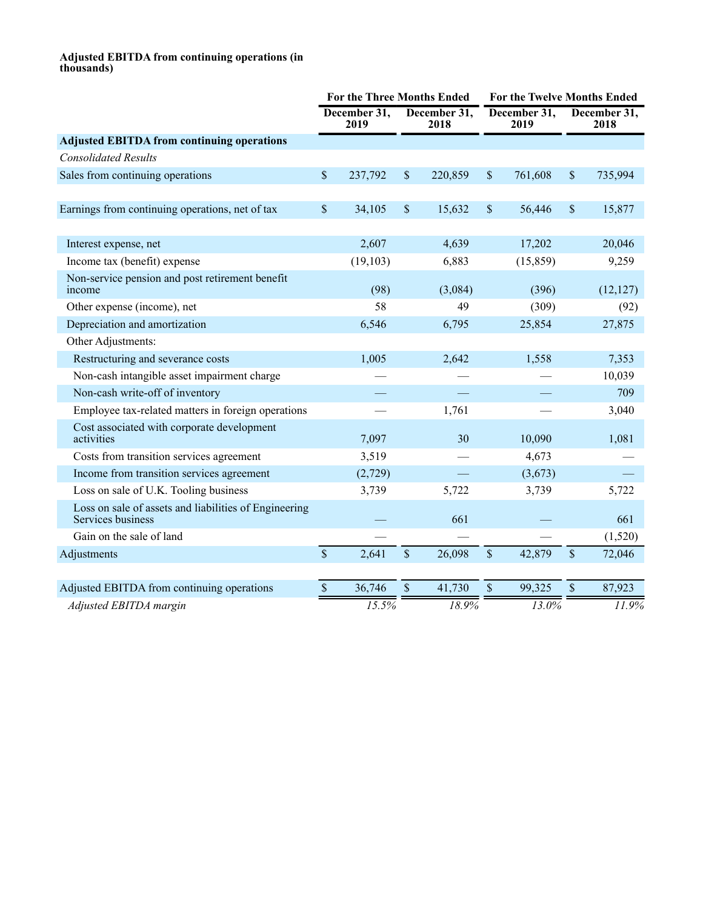**Adjusted EBITDA from continuing operations (in thousands)**

| | For the Three Months Ended | | For the Twelve Months Ended | |
|---|---|---|---|---|
| | December 31, 2019 | December 31, 2018 | December 31, 2019 | December 31, 2018 |
| **Adjusted EBITDA from continuing operations** | | | | |
| *Consolidated Results* | | | | |
| Sales from continuing operations | $ 237,792 | $ 220,859 | $ 761,608 | $ 735,994 |
| | | | | |
| Earnings from continuing operations, net of tax | $ 34,105 | $ 15,632 | $ 56,446 | $ 15,877 |
| | | | | |
| Interest expense, net | 2,607 | 4,639 | 17,202 | 20,046 |
| Income tax (benefit) expense | (19,103) | 6,883 | (15,859) | 9,259 |
| Non-service pension and post retirement benefit income | (98) | (3,084) | (396) | (12,127) |
| Other expense (income), net | 58 | 49 | (309) | (92) |
| Depreciation and amortization | 6,546 | 6,795 | 25,854 | 27,875 |
| Other Adjustments: | | | | |
| Restructuring and severance costs | 1,005 | 2,642 | 1,558 | 7,353 |
| Non-cash intangible asset impairment charge | — | — | — | 10,039 |
| Non-cash write-off of inventory | — | — | — | 709 |
| Employee tax-related matters in foreign operations | — | 1,761 | — | 3,040 |
| Cost associated with corporate development activities | 7,097 | 30 | 10,090 | 1,081 |
| Costs from transition services agreement | 3,519 | — | 4,673 | — |
| Income from transition services agreement | (2,729) | — | (3,673) | — |
| Loss on sale of U.K. Tooling business | 3,739 | 5,722 | 3,739 | 5,722 |
| Loss on sale of assets and liabilities of Engineering Services business | — | 661 | — | 661 |
| Gain on the sale of land | — | — | — | (1,520) |
| Adjustments | $ 2,641 | $ 26,098 | $ 42,879 | $ 72,046 |
| | | | | |
| Adjusted EBITDA from continuing operations | $ 36,746 | $ 41,730 | $ 99,325 | $ 87,923 |
| *Adjusted EBITDA margin* | *15.5%* | *18.9%* | *13.0%* | *11.9%* |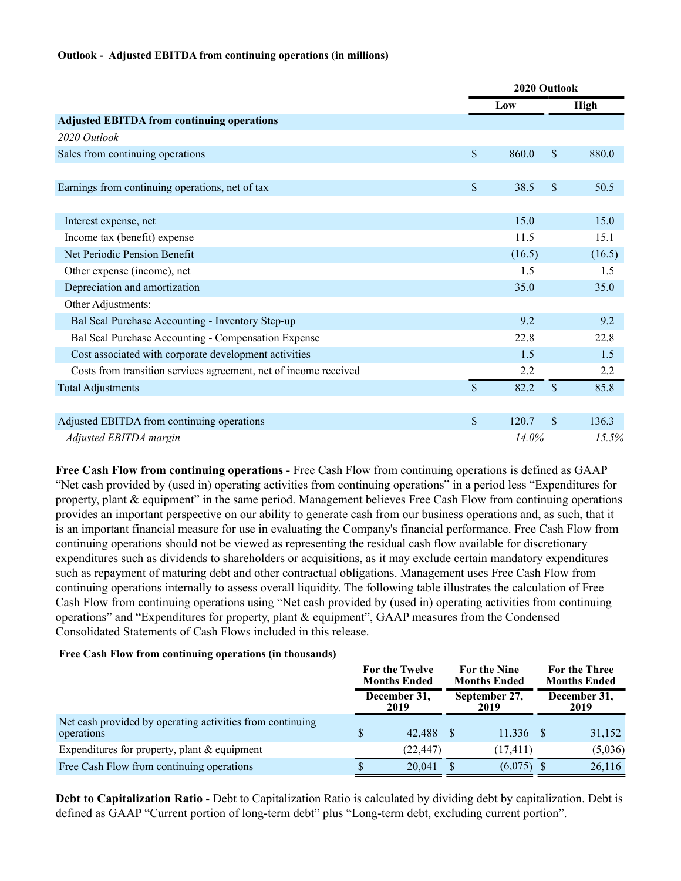**Outlook - Adjusted EBITDA from continuing operations (in millions)**

| | 2020 Outlook | |
|---|---|---|
| | Low | High |
| **Adjusted EBITDA from continuing operations** | | |
| *2020 Outlook* | | |
| Sales from continuing operations | $ 860.0 | $ 880.0 |
| | | |
| Earnings from continuing operations, net of tax | $ 38.5 | $ 50.5 |
| | | |
| Interest expense, net | 15.0 | 15.0 |
| Income tax (benefit) expense | 11.5 | 15.1 |
| Net Periodic Pension Benefit | (16.5) | (16.5) |
| Other expense (income), net | 1.5 | 1.5 |
| Depreciation and amortization | 35.0 | 35.0 |
| Other Adjustments: | | |
| Bal Seal Purchase Accounting - Inventory Step-up | 9.2 | 9.2 |
| Bal Seal Purchase Accounting - Compensation Expense | 22.8 | 22.8 |
| Cost associated with corporate development activities | 1.5 | 1.5 |
| Costs from transition services agreement, net of income received | 2.2 | 2.2 |
| Total Adjustments | $ 82.2 | $ 85.8 |
| | | |
| Adjusted EBITDA from continuing operations | $ 120.7 | $ 136.3 |
| *Adjusted EBITDA margin* | *14.0%* | *15.5%* |

**Free Cash Flow from continuing operations** - Free Cash Flow from continuing operations is defined as GAAP "Net cash provided by (used in) operating activities from continuing operations" in a period less "Expenditures for property, plant & equipment" in the same period. Management believes Free Cash Flow from continuing operations provides an important perspective on our ability to generate cash from our business operations and, as such, that it is an important financial measure for use in evaluating the Company's financial performance. Free Cash Flow from continuing operations should not be viewed as representing the residual cash flow available for discretionary expenditures such as dividends to shareholders or acquisitions, as it may exclude certain mandatory expenditures such as repayment of maturing debt and other contractual obligations. Management uses Free Cash Flow from continuing operations internally to assess overall liquidity. The following table illustrates the calculation of Free Cash Flow from continuing operations using "Net cash provided by (used in) operating activities from continuing operations" and "Expenditures for property, plant & equipment", GAAP measures from the Condensed Consolidated Statements of Cash Flows included in this release.

**Free Cash Flow from continuing operations (in thousands)**

| | For the Twelve Months Ended | For the Nine Months Ended | For the Three Months Ended |
|---|---|---|---|
| | December 31, 2019 | September 27, 2019 | December 31, 2019 |
| Net cash provided by operating activities from continuing operations | $ 42,488 | $ 11,336 | $ 31,152 |
| Expenditures for property, plant & equipment | (22,447) | (17,411) | (5,036) |
| Free Cash Flow from continuing operations | $ 20,041 | $ (6,075) | $ 26,116 |

**Debt to Capitalization Ratio** - Debt to Capitalization Ratio is calculated by dividing debt by capitalization. Debt is defined as GAAP "Current portion of long-term debt" plus "Long-term debt, excluding current portion".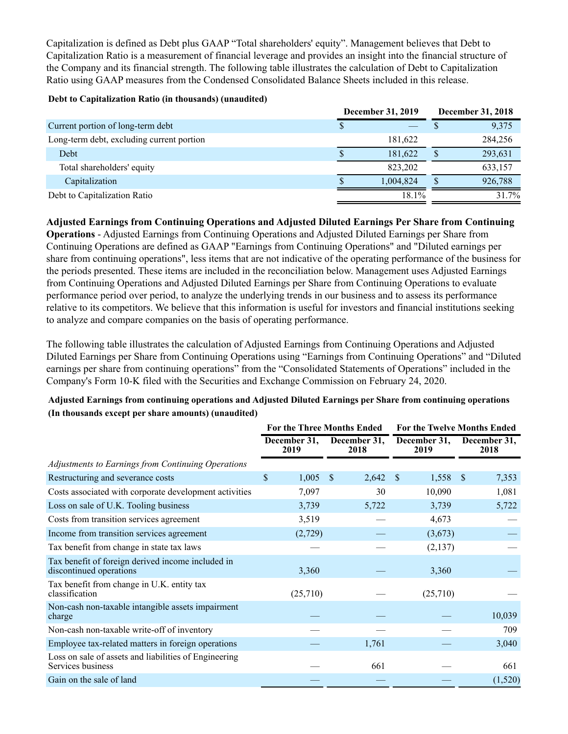Capitalization is defined as Debt plus GAAP "Total shareholders' equity". Management believes that Debt to Capitalization Ratio is a measurement of financial leverage and provides an insight into the financial structure of the Company and its financial strength. The following table illustrates the calculation of Debt to Capitalization Ratio using GAAP measures from the Condensed Consolidated Balance Sheets included in this release.

**Debt to Capitalization Ratio (in thousands) (unaudited)**

| | December 31, 2019 | December 31, 2018 |
|---|---|---|
| Current portion of long-term debt | $ — | $ 9,375 |
| Long-term debt, excluding current portion | 181,622 | 284,256 |
| Debt | $ 181,622 | $ 293,631 |
| Total shareholders' equity | 823,202 | 633,157 |
| Capitalization | $ 1,004,824 | $ 926,788 |
| Debt to Capitalization Ratio | 18.1% | 31.7% |

**Adjusted Earnings from Continuing Operations and Adjusted Diluted Earnings Per Share from Continuing Operations** - Adjusted Earnings from Continuing Operations and Adjusted Diluted Earnings per Share from Continuing Operations are defined as GAAP "Earnings from Continuing Operations" and "Diluted earnings per share from continuing operations", less items that are not indicative of the operating performance of the business for the periods presented. These items are included in the reconciliation below. Management uses Adjusted Earnings from Continuing Operations and Adjusted Diluted Earnings per Share from Continuing Operations to evaluate performance period over period, to analyze the underlying trends in our business and to assess its performance relative to its competitors. We believe that this information is useful for investors and financial institutions seeking to analyze and compare companies on the basis of operating performance.

The following table illustrates the calculation of Adjusted Earnings from Continuing Operations and Adjusted Diluted Earnings per Share from Continuing Operations using "Earnings from Continuing Operations" and "Diluted earnings per share from continuing operations" from the "Consolidated Statements of Operations" included in the Company's Form 10-K filed with the Securities and Exchange Commission on February 24, 2020.

**Adjusted Earnings from continuing operations and Adjusted Diluted Earnings per Share from continuing operations (In thousands except per share amounts) (unaudited)**

| | For the Three Months Ended | | For the Twelve Months Ended | |
|---|---|---|---|---|
| | December 31, 2019 | December 31, 2018 | December 31, 2019 | December 31, 2018 |
| *Adjustments to Earnings from Continuing Operations* | | | | |
| Restructuring and severance costs | $ 1,005 | $ 2,642 | $ 1,558 | $ 7,353 |
| Costs associated with corporate development activities | 7,097 | 30 | 10,090 | 1,081 |
| Loss on sale of U.K. Tooling business | 3,739 | 5,722 | 3,739 | 5,722 |
| Costs from transition services agreement | 3,519 | — | 4,673 | — |
| Income from transition services agreement | (2,729) | — | (3,673) | — |
| Tax benefit from change in state tax laws | — | — | (2,137) | — |
| Tax benefit of foreign derived income included in discontinued operations | 3,360 | — | 3,360 | — |
| Tax benefit from change in U.K. entity tax classification | (25,710) | — | (25,710) | — |
| Non-cash non-taxable intangible assets impairment charge | — | — | — | 10,039 |
| Non-cash non-taxable write-off of inventory | — | — | — | 709 |
| Employee tax-related matters in foreign operations | — | 1,761 | — | 3,040 |
| Loss on sale of assets and liabilities of Engineering Services business | — | 661 | — | 661 |
| Gain on the sale of land | — | — | — | (1,520) |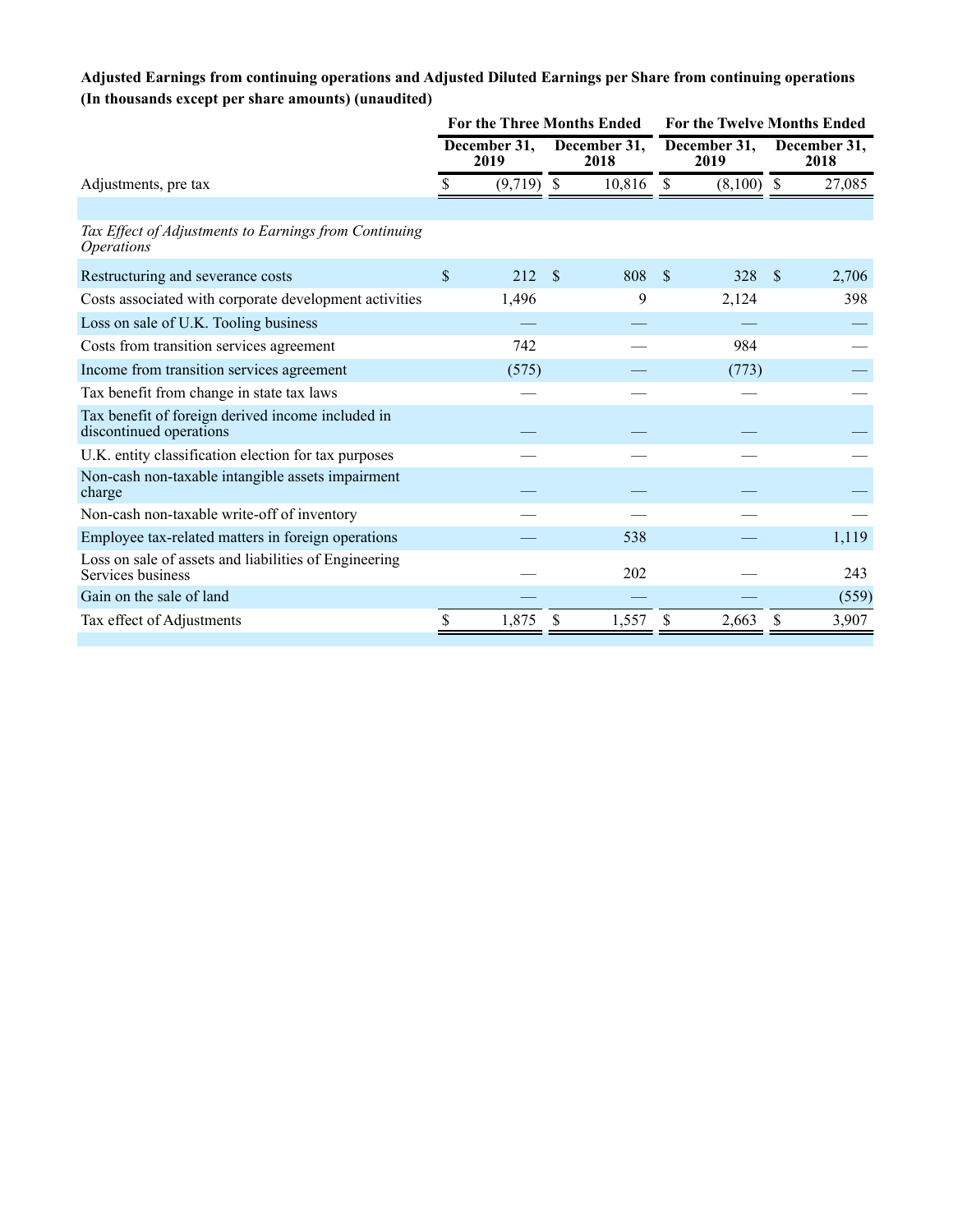**Adjusted Earnings from continuing operations and Adjusted Diluted Earnings per Share from continuing operations (In thousands except per share amounts) (unaudited)**

| | For the Three Months Ended | | For the Twelve Months Ended | |
|---|---|---|---|---|
| | December 31, 2019 | December 31, 2018 | December 31, 2019 | December 31, 2018 |
| Adjustments, pre tax | $ (9,719) | $ 10,816 | $ (8,100) | $ 27,085 |
| | | | | |
| *Tax Effect of Adjustments to Earnings from Continuing Operations* | | | | |
| Restructuring and severance costs | $ 212 | $ 808 | $ 328 | $ 2,706 |
| Costs associated with corporate development activities | 1,496 | 9 | 2,124 | 398 |
| Loss on sale of U.K. Tooling business | — | — | — | — |
| Costs from transition services agreement | 742 | — | 984 | — |
| Income from transition services agreement | (575) | — | (773) | — |
| Tax benefit from change in state tax laws | — | — | — | — |
| Tax benefit of foreign derived income included in discontinued operations | — | — | — | — |
| U.K. entity classification election for tax purposes | — | — | — | — |
| Non-cash non-taxable intangible assets impairment charge | — | — | — | — |
| Non-cash non-taxable write-off of inventory | — | — | — | — |
| Employee tax-related matters in foreign operations | — | 538 | — | 1,119 |
| Loss on sale of assets and liabilities of Engineering Services business | — | 202 | — | 243 |
| Gain on the sale of land | — | — | — | (559) |
| Tax effect of Adjustments | $ 1,875 | $ 1,557 | $ 2,663 | $ 3,907 |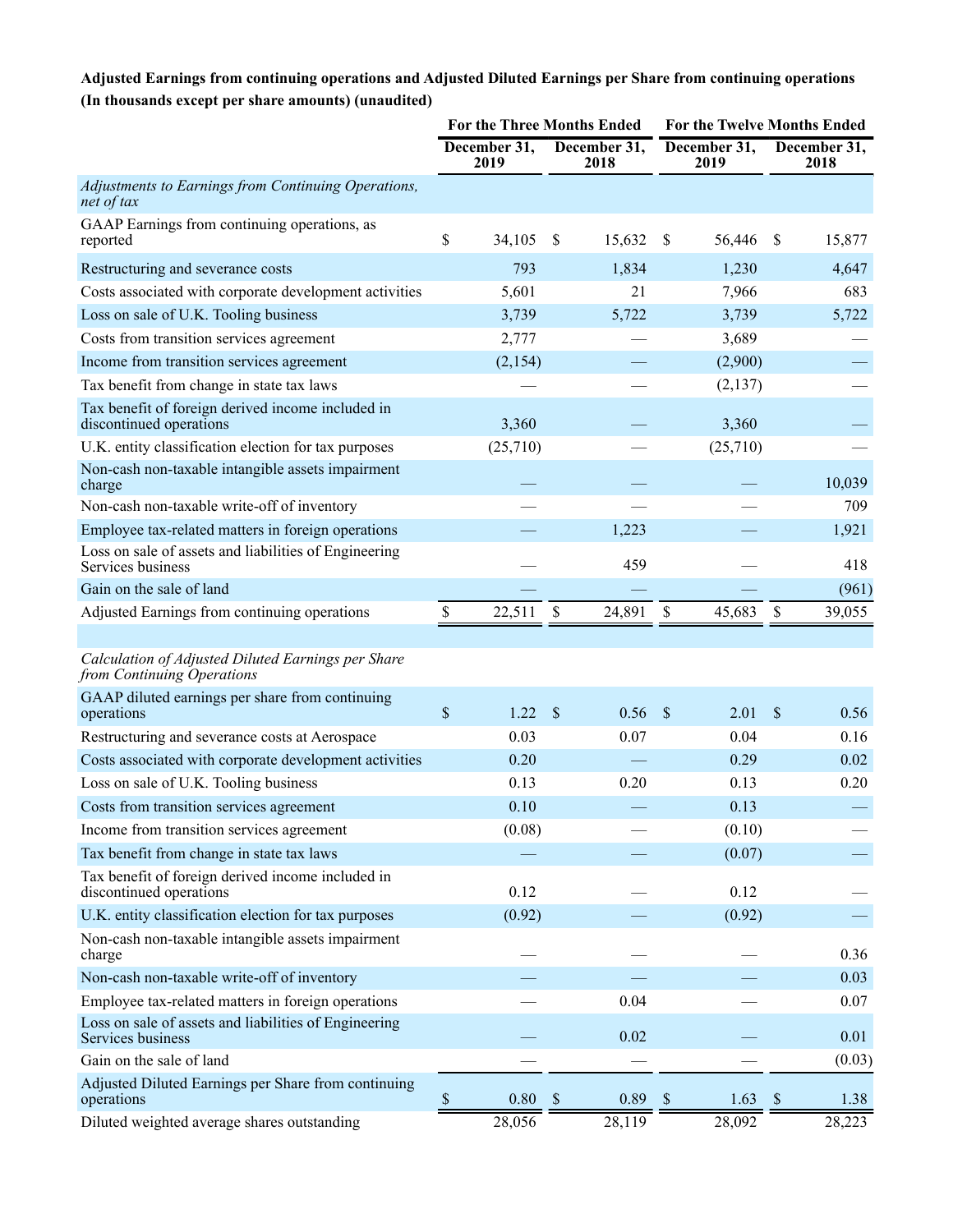**Adjusted Earnings from continuing operations and Adjusted Diluted Earnings per Share from continuing operations (In thousands except per share amounts) (unaudited)**

| | For the Three Months Ended | | For the Twelve Months Ended | |
|---|---|---|---|---|
| | December 31, 2019 | December 31, 2018 | December 31, 2019 | December 31, 2018 |
| *Adjustments to Earnings from Continuing Operations, net of tax* | | | | |
| GAAP Earnings from continuing operations, as reported | $ 34,105 | $ 15,632 | $ 56,446 | $ 15,877 |
| Restructuring and severance costs | 793 | 1,834 | 1,230 | 4,647 |
| Costs associated with corporate development activities | 5,601 | 21 | 7,966 | 683 |
| Loss on sale of U.K. Tooling business | 3,739 | 5,722 | 3,739 | 5,722 |
| Costs from transition services agreement | 2,777 | — | 3,689 | — |
| Income from transition services agreement | (2,154) | — | (2,900) | — |
| Tax benefit from change in state tax laws | — | — | (2,137) | — |
| Tax benefit of foreign derived income included in discontinued operations | 3,360 | — | 3,360 | — |
| U.K. entity classification election for tax purposes | (25,710) | — | (25,710) | — |
| Non-cash non-taxable intangible assets impairment charge | — | — | — | 10,039 |
| Non-cash non-taxable write-off of inventory | — | — | — | 709 |
| Employee tax-related matters in foreign operations | — | 1,223 | — | 1,921 |
| Loss on sale of assets and liabilities of Engineering Services business | — | 459 | — | 418 |
| Gain on the sale of land | — | — | — | (961) |
| Adjusted Earnings from continuing operations | $ 22,511 | $ 24,891 | $ 45,683 | $ 39,055 |
| | | | | |
| *Calculation of Adjusted Diluted Earnings per Share from Continuing Operations* | | | | |
| GAAP diluted earnings per share from continuing operations | $ 1.22 | $ 0.56 | $ 2.01 | $ 0.56 |
| Restructuring and severance costs at Aerospace | 0.03 | 0.07 | 0.04 | 0.16 |
| Costs associated with corporate development activities | 0.20 | — | 0.29 | 0.02 |
| Loss on sale of U.K. Tooling business | 0.13 | 0.20 | 0.13 | 0.20 |
| Costs from transition services agreement | 0.10 | — | 0.13 | — |
| Income from transition services agreement | (0.08) | — | (0.10) | — |
| Tax benefit from change in state tax laws | — | — | (0.07) | — |
| Tax benefit of foreign derived income included in discontinued operations | 0.12 | — | 0.12 | — |
| U.K. entity classification election for tax purposes | (0.92) | — | (0.92) | — |
| Non-cash non-taxable intangible assets impairment charge | — | — | — | 0.36 |
| Non-cash non-taxable write-off of inventory | — | — | — | 0.03 |
| Employee tax-related matters in foreign operations | — | 0.04 | — | 0.07 |
| Loss on sale of assets and liabilities of Engineering Services business | — | 0.02 | — | 0.01 |
| Gain on the sale of land | — | — | — | (0.03) |
| Adjusted Diluted Earnings per Share from continuing operations | $ 0.80 | $ 0.89 | $ 1.63 | $ 1.38 |
| Diluted weighted average shares outstanding | 28,056 | 28,119 | 28,092 | 28,223 |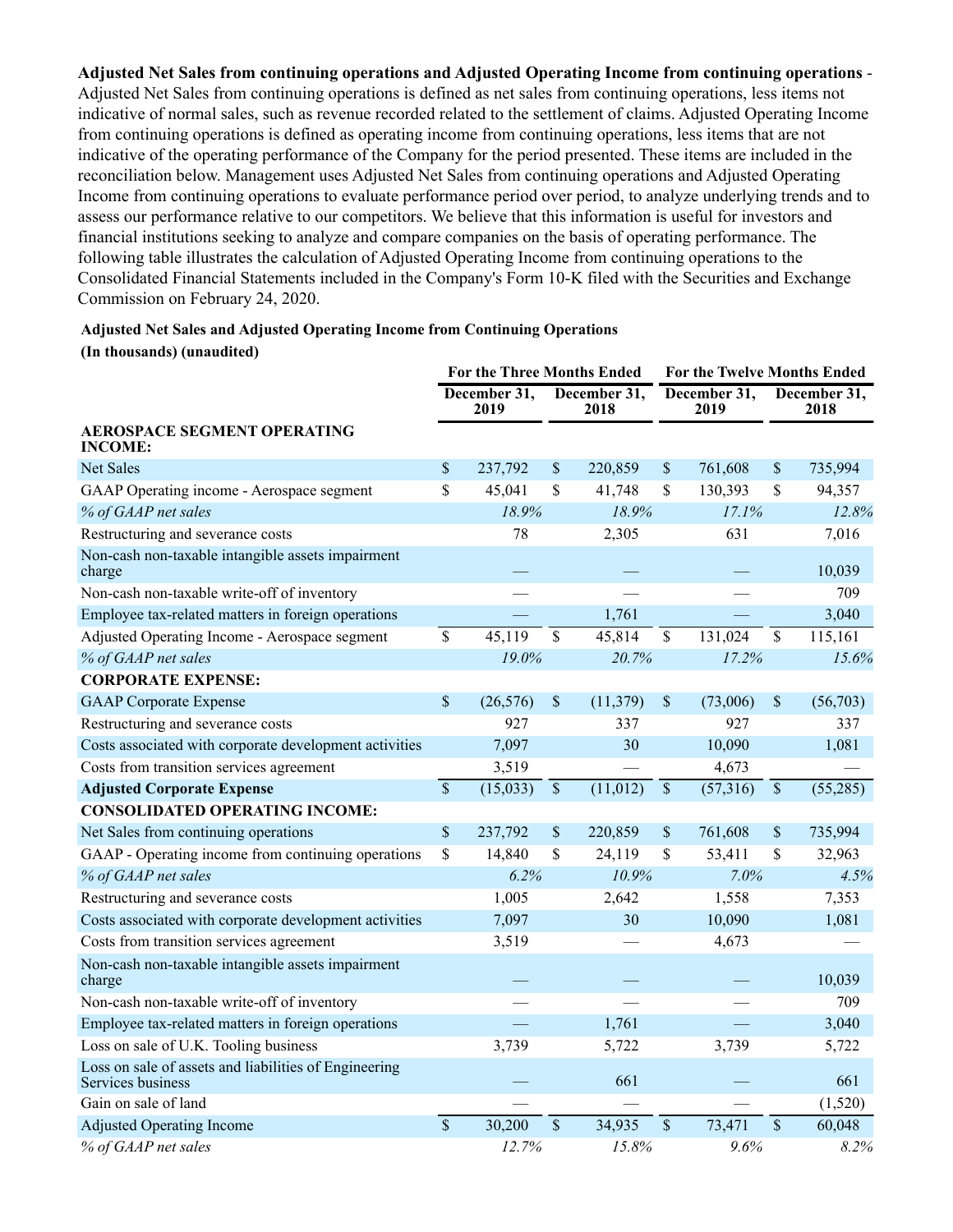**Adjusted Net Sales from continuing operations and Adjusted Operating Income from continuing operations** - Adjusted Net Sales from continuing operations is defined as net sales from continuing operations, less items not indicative of normal sales, such as revenue recorded related to the settlement of claims. Adjusted Operating Income from continuing operations is defined as operating income from continuing operations, less items that are not indicative of the operating performance of the Company for the period presented. These items are included in the reconciliation below. Management uses Adjusted Net Sales from continuing operations and Adjusted Operating Income from continuing operations to evaluate performance period over period, to analyze underlying trends and to assess our performance relative to our competitors. We believe that this information is useful for investors and financial institutions seeking to analyze and compare companies on the basis of operating performance. The following table illustrates the calculation of Adjusted Operating Income from continuing operations to the Consolidated Financial Statements included in the Company's Form 10-K filed with the Securities and Exchange Commission on February 24, 2020.

**Adjusted Net Sales and Adjusted Operating Income from Continuing Operations**
**(In thousands) (unaudited)**

| | For the Three Months Ended | | For the Twelve Months Ended | |
|---|---|---|---|---|
| | December 31, 2019 | December 31, 2018 | December 31, 2019 | December 31, 2018 |
| **AEROSPACE SEGMENT OPERATING INCOME:** | | | | |
| Net Sales | $ 237,792 | $ 220,859 | $ 761,608 | $ 735,994 |
| GAAP Operating income - Aerospace segment | $ 45,041 | $ 41,748 | $ 130,393 | $ 94,357 |
| *% of GAAP net sales* | *18.9%* | *18.9%* | *17.1%* | *12.8%* |
| Restructuring and severance costs | 78 | 2,305 | 631 | 7,016 |
| Non-cash non-taxable intangible assets impairment charge | — | — | — | 10,039 |
| Non-cash non-taxable write-off of inventory | — | — | — | 709 |
| Employee tax-related matters in foreign operations | — | 1,761 | — | 3,040 |
| Adjusted Operating Income - Aerospace segment | $ 45,119 | $ 45,814 | $ 131,024 | $ 115,161 |
| *% of GAAP net sales* | *19.0%* | *20.7%* | *17.2%* | *15.6%* |
| **CORPORATE EXPENSE:** | | | | |
| GAAP Corporate Expense | $ (26,576) | $ (11,379) | $ (73,006) | $ (56,703) |
| Restructuring and severance costs | 927 | 337 | 927 | 337 |
| Costs associated with corporate development activities | 7,097 | 30 | 10,090 | 1,081 |
| Costs from transition services agreement | 3,519 | — | 4,673 | — |
| **Adjusted Corporate Expense** | $ (15,033) | $ (11,012) | $ (57,316) | $ (55,285) |
| **CONSOLIDATED OPERATING INCOME:** | | | | |
| Net Sales from continuing operations | $ 237,792 | $ 220,859 | $ 761,608 | $ 735,994 |
| GAAP - Operating income from continuing operations | $ 14,840 | $ 24,119 | $ 53,411 | $ 32,963 |
| *% of GAAP net sales* | *6.2%* | *10.9%* | *7.0%* | *4.5%* |
| Restructuring and severance costs | 1,005 | 2,642 | 1,558 | 7,353 |
| Costs associated with corporate development activities | 7,097 | 30 | 10,090 | 1,081 |
| Costs from transition services agreement | 3,519 | — | 4,673 | — |
| Non-cash non-taxable intangible assets impairment charge | — | — | — | 10,039 |
| Non-cash non-taxable write-off of inventory | — | — | — | 709 |
| Employee tax-related matters in foreign operations | — | 1,761 | — | 3,040 |
| Loss on sale of U.K. Tooling business | 3,739 | 5,722 | 3,739 | 5,722 |
| Loss on sale of assets and liabilities of Engineering Services business | — | 661 | — | 661 |
| Gain on sale of land | — | — | — | (1,520) |
| Adjusted Operating Income | $ 30,200 | $ 34,935 | $ 73,471 | $ 60,048 |
| *% of GAAP net sales* | *12.7%* | *15.8%* | *9.6%* | *8.2%* |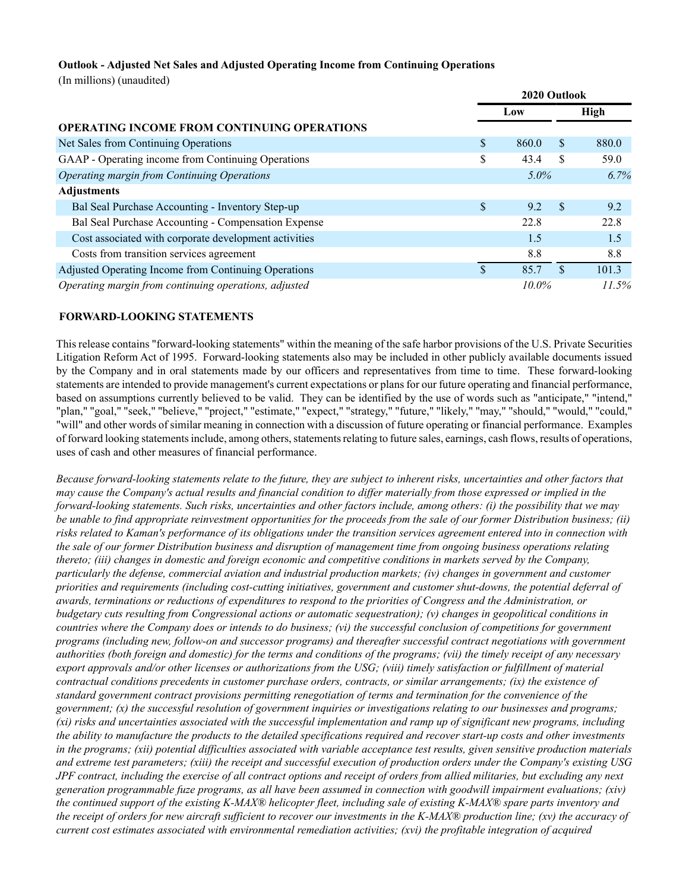**Outlook - Adjusted Net Sales and Adjusted Operating Income from Continuing Operations**

(In millions) (unaudited)

| | 2020 Outlook | |
|---|---|---|
| | Low | High |
| **OPERATING INCOME FROM CONTINUING OPERATIONS** | | |
| Net Sales from Continuing Operations | $ 860.0 | $ 880.0 |
| GAAP - Operating income from Continuing Operations | $ 43.4 | $ 59.0 |
| *Operating margin from Continuing Operations* | *5.0%* | *6.7%* |
| **Adjustments** | | |
| Bal Seal Purchase Accounting - Inventory Step-up | $ 9.2 | $ 9.2 |
| Bal Seal Purchase Accounting - Compensation Expense | 22.8 | 22.8 |
| Cost associated with corporate development activities | 1.5 | 1.5 |
| Costs from transition services agreement | 8.8 | 8.8 |
| Adjusted Operating Income from Continuing Operations | $ 85.7 | $ 101.3 |
| *Operating margin from continuing operations, adjusted* | *10.0%* | *11.5%* |

**FORWARD-LOOKING STATEMENTS**

This release contains "forward-looking statements" within the meaning of the safe harbor provisions of the U.S. Private Securities Litigation Reform Act of 1995. Forward-looking statements also may be included in other publicly available documents issued by the Company and in oral statements made by our officers and representatives from time to time. These forward-looking statements are intended to provide management's current expectations or plans for our future operating and financial performance, based on assumptions currently believed to be valid. They can be identified by the use of words such as "anticipate," "intend," "plan," "goal," "seek," "believe," "project," "estimate," "expect," "strategy," "future," "likely," "may," "should," "would," "could," "will" and other words of similar meaning in connection with a discussion of future operating or financial performance. Examples of forward looking statements include, among others, statements relating to future sales, earnings, cash flows, results of operations, uses of cash and other measures of financial performance.

*Because forward-looking statements relate to the future, they are subject to inherent risks, uncertainties and other factors that may cause the Company's actual results and financial condition to differ materially from those expressed or implied in the forward-looking statements. Such risks, uncertainties and other factors include, among others: (i) the possibility that we may be unable to find appropriate reinvestment opportunities for the proceeds from the sale of our former Distribution business; (ii) risks related to Kaman's performance of its obligations under the transition services agreement entered into in connection with the sale of our former Distribution business and disruption of management time from ongoing business operations relating thereto; (iii) changes in domestic and foreign economic and competitive conditions in markets served by the Company, particularly the defense, commercial aviation and industrial production markets; (iv) changes in government and customer priorities and requirements (including cost-cutting initiatives, government and customer shut-downs, the potential deferral of awards, terminations or reductions of expenditures to respond to the priorities of Congress and the Administration, or budgetary cuts resulting from Congressional actions or automatic sequestration); (v) changes in geopolitical conditions in countries where the Company does or intends to do business; (vi) the successful conclusion of competitions for government programs (including new, follow-on and successor programs) and thereafter successful contract negotiations with government authorities (both foreign and domestic) for the terms and conditions of the programs; (vii) the timely receipt of any necessary export approvals and/or other licenses or authorizations from the USG; (viii) timely satisfaction or fulfillment of material contractual conditions precedents in customer purchase orders, contracts, or similar arrangements; (ix) the existence of standard government contract provisions permitting renegotiation of terms and termination for the convenience of the government; (x) the successful resolution of government inquiries or investigations relating to our businesses and programs; (xi) risks and uncertainties associated with the successful implementation and ramp up of significant new programs, including the ability to manufacture the products to the detailed specifications required and recover start-up costs and other investments in the programs; (xii) potential difficulties associated with variable acceptance test results, given sensitive production materials and extreme test parameters; (xiii) the receipt and successful execution of production orders under the Company's existing USG JPF contract, including the exercise of all contract options and receipt of orders from allied militaries, but excluding any next generation programmable fuze programs, as all have been assumed in connection with goodwill impairment evaluations; (xiv) the continued support of the existing K-MAX® helicopter fleet, including sale of existing K-MAX® spare parts inventory and the receipt of orders for new aircraft sufficient to recover our investments in the K-MAX® production line; (xv) the accuracy of current cost estimates associated with environmental remediation activities; (xvi) the profitable integration of acquired*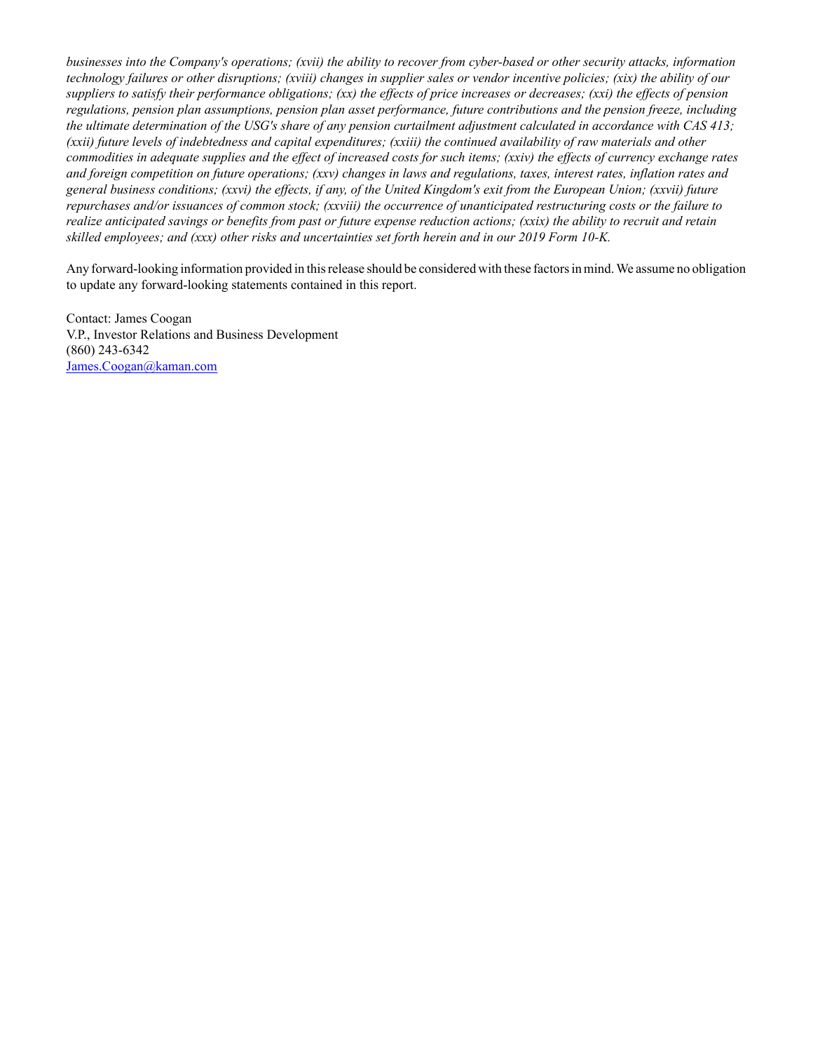*businesses into the Company's operations; (xvii) the ability to recover from cyber-based or other security attacks, information technology failures or other disruptions; (xviii) changes in supplier sales or vendor incentive policies; (xix) the ability of our suppliers to satisfy their performance obligations; (xx) the effects of price increases or decreases; (xxi) the effects of pension regulations, pension plan assumptions, pension plan asset performance, future contributions and the pension freeze, including the ultimate determination of the USG's share of any pension curtailment adjustment calculated in accordance with CAS 413; (xxii) future levels of indebtedness and capital expenditures; (xxiii) the continued availability of raw materials and other commodities in adequate supplies and the effect of increased costs for such items; (xxiv) the effects of currency exchange rates and foreign competition on future operations; (xxv) changes in laws and regulations, taxes, interest rates, inflation rates and general business conditions; (xxvi) the effects, if any, of the United Kingdom's exit from the European Union; (xxvii) future repurchases and/or issuances of common stock; (xxviii) the occurrence of unanticipated restructuring costs or the failure to realize anticipated savings or benefits from past or future expense reduction actions; (xxix) the ability to recruit and retain skilled employees; and (xxx) other risks and uncertainties set forth herein and in our 2019 Form 10-K.*

Any forward-looking information provided in this release should be considered with these factors in mind. We assume no obligation to update any forward-looking statements contained in this report.

Contact: James Coogan
V.P., Investor Relations and Business Development
(860) 243-6342
James.Coogan@kaman.com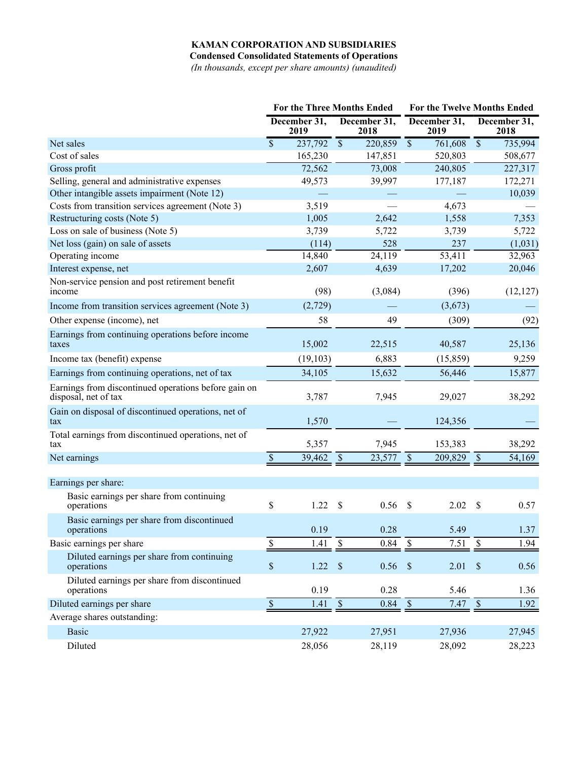# KAMAN CORPORATION AND SUBSIDIARIES

**Condensed Consolidated Statements of Operations**

*(In thousands, except per share amounts) (unaudited)*

| | For the Three Months Ended | | For the Twelve Months Ended | |
|---|---|---|---|---|
| | December 31, 2019 | December 31, 2018 | December 31, 2019 | December 31, 2018 |
| Net sales | $ 237,792 | $ 220,859 | $ 761,608 | $ 735,994 |
| Cost of sales | 165,230 | 147,851 | 520,803 | 508,677 |
| Gross profit | 72,562 | 73,008 | 240,805 | 227,317 |
| Selling, general and administrative expenses | 49,573 | 39,997 | 177,187 | 172,271 |
| Other intangible assets impairment (Note 12) | — | — | — | 10,039 |
| Costs from transition services agreement (Note 3) | 3,519 | — | 4,673 | — |
| Restructuring costs (Note 5) | 1,005 | 2,642 | 1,558 | 7,353 |
| Loss on sale of business (Note 5) | 3,739 | 5,722 | 3,739 | 5,722 |
| Net loss (gain) on sale of assets | (114) | 528 | 237 | (1,031) |
| Operating income | 14,840 | 24,119 | 53,411 | 32,963 |
| Interest expense, net | 2,607 | 4,639 | 17,202 | 20,046 |
| Non-service pension and post retirement benefit income | (98) | (3,084) | (396) | (12,127) |
| Income from transition services agreement (Note 3) | (2,729) | — | (3,673) | — |
| Other expense (income), net | 58 | 49 | (309) | (92) |
| Earnings from continuing operations before income taxes | 15,002 | 22,515 | 40,587 | 25,136 |
| Income tax (benefit) expense | (19,103) | 6,883 | (15,859) | 9,259 |
| Earnings from continuing operations, net of tax | 34,105 | 15,632 | 56,446 | 15,877 |
| Earnings from discontinued operations before gain on disposal, net of tax | 3,787 | 7,945 | 29,027 | 38,292 |
| Gain on disposal of discontinued operations, net of tax | 1,570 | — | 124,356 | — |
| Total earnings from discontinued operations, net of tax | 5,357 | 7,945 | 153,383 | 38,292 |
| Net earnings | $ 39,462 | $ 23,577 | $ 209,829 | $ 54,169 |
| | | | | |
| Earnings per share: | | | | |
| Basic earnings per share from continuing operations | $ 1.22 | $ 0.56 | $ 2.02 | $ 0.57 |
| Basic earnings per share from discontinued operations | 0.19 | 0.28 | 5.49 | 1.37 |
| Basic earnings per share | $ 1.41 | $ 0.84 | $ 7.51 | $ 1.94 |
| Diluted earnings per share from continuing operations | $ 1.22 | $ 0.56 | $ 2.01 | $ 0.56 |
| Diluted earnings per share from discontinued operations | 0.19 | 0.28 | 5.46 | 1.36 |
| Diluted earnings per share | $ 1.41 | $ 0.84 | $ 7.47 | $ 1.92 |
| Average shares outstanding: | | | | |
| Basic | 27,922 | 27,951 | 27,936 | 27,945 |
| Diluted | 28,056 | 28,119 | 28,092 | 28,223 |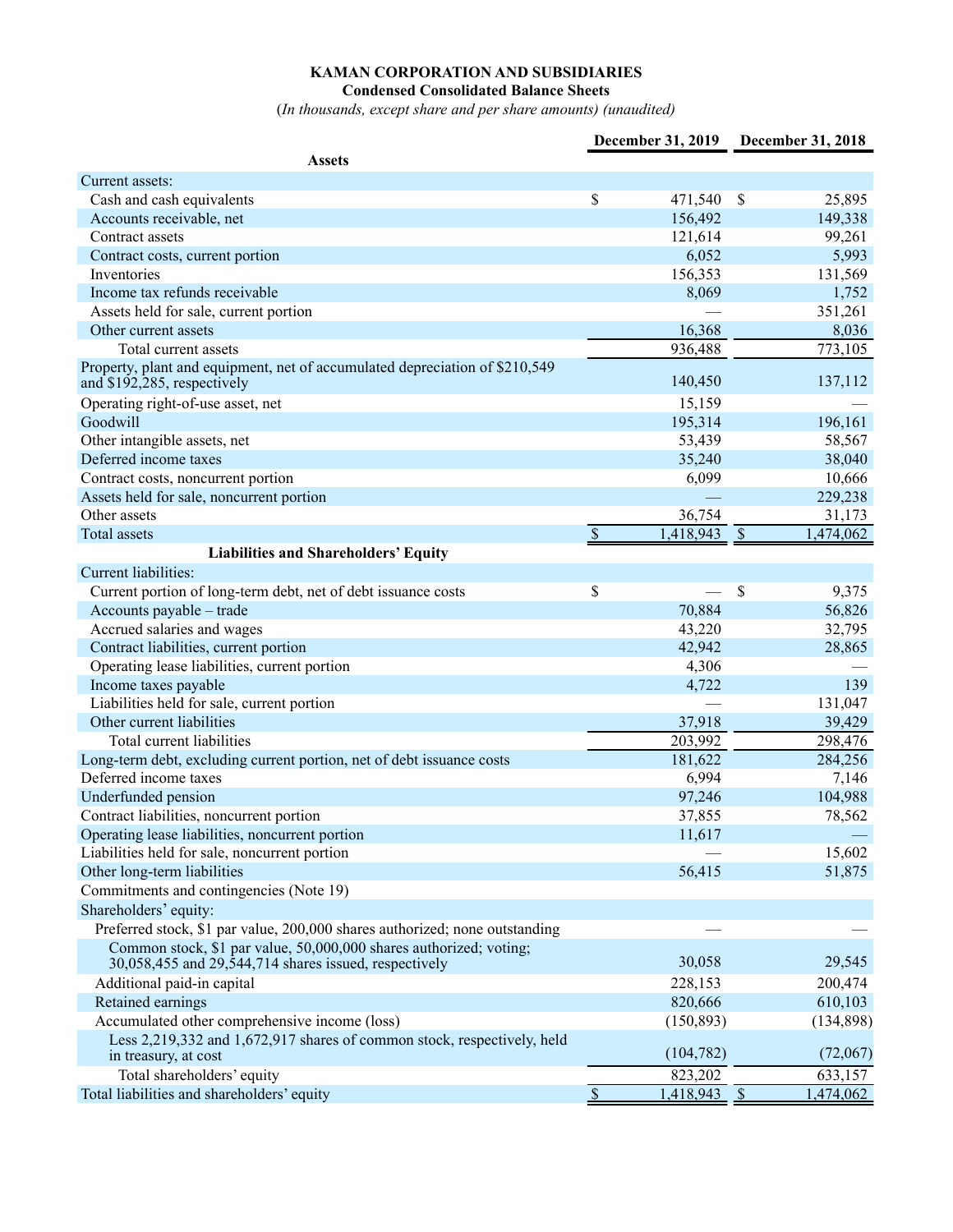**KAMAN CORPORATION AND SUBSIDIARIES**
**Condensed Consolidated Balance Sheets**
*(In thousands, except share and per share amounts) (unaudited)*

| | December 31, 2019 | December 31, 2018 |
|---|---|---|
| **Assets** | | |
| Current assets: | | |
| Cash and cash equivalents | $ 471,540 | $ 25,895 |
| Accounts receivable, net | 156,492 | 149,338 |
| Contract assets | 121,614 | 99,261 |
| Contract costs, current portion | 6,052 | 5,993 |
| Inventories | 156,353 | 131,569 |
| Income tax refunds receivable | 8,069 | 1,752 |
| Assets held for sale, current portion | — | 351,261 |
| Other current assets | 16,368 | 8,036 |
| Total current assets | 936,488 | 773,105 |
| Property, plant and equipment, net of accumulated depreciation of $210,549 and $192,285, respectively | 140,450 | 137,112 |
| Operating right-of-use asset, net | 15,159 | — |
| Goodwill | 195,314 | 196,161 |
| Other intangible assets, net | 53,439 | 58,567 |
| Deferred income taxes | 35,240 | 38,040 |
| Contract costs, noncurrent portion | 6,099 | 10,666 |
| Assets held for sale, noncurrent portion | — | 229,238 |
| Other assets | 36,754 | 31,173 |
| Total assets | $ 1,418,943 | $ 1,474,062 |
| **Liabilities and Shareholders' Equity** | | |
| Current liabilities: | | |
| Current portion of long-term debt, net of debt issuance costs | $ — | $ 9,375 |
| Accounts payable – trade | 70,884 | 56,826 |
| Accrued salaries and wages | 43,220 | 32,795 |
| Contract liabilities, current portion | 42,942 | 28,865 |
| Operating lease liabilities, current portion | 4,306 | — |
| Income taxes payable | 4,722 | 139 |
| Liabilities held for sale, current portion | — | 131,047 |
| Other current liabilities | 37,918 | 39,429 |
| Total current liabilities | 203,992 | 298,476 |
| Long-term debt, excluding current portion, net of debt issuance costs | 181,622 | 284,256 |
| Deferred income taxes | 6,994 | 7,146 |
| Underfunded pension | 97,246 | 104,988 |
| Contract liabilities, noncurrent portion | 37,855 | 78,562 |
| Operating lease liabilities, noncurrent portion | 11,617 | — |
| Liabilities held for sale, noncurrent portion | — | 15,602 |
| Other long-term liabilities | 56,415 | 51,875 |
| Commitments and contingencies (Note 19) | | |
| Shareholders' equity: | | |
| Preferred stock, $1 par value, 200,000 shares authorized; none outstanding | — | — |
| Common stock, $1 par value, 50,000,000 shares authorized; voting; 30,058,455 and 29,544,714 shares issued, respectively | 30,058 | 29,545 |
| Additional paid-in capital | 228,153 | 200,474 |
| Retained earnings | 820,666 | 610,103 |
| Accumulated other comprehensive income (loss) | (150,893) | (134,898) |
| Less 2,219,332 and 1,672,917 shares of common stock, respectively, held in treasury, at cost | (104,782) | (72,067) |
| Total shareholders' equity | 823,202 | 633,157 |
| Total liabilities and shareholders' equity | $ 1,418,943 | $ 1,474,062 |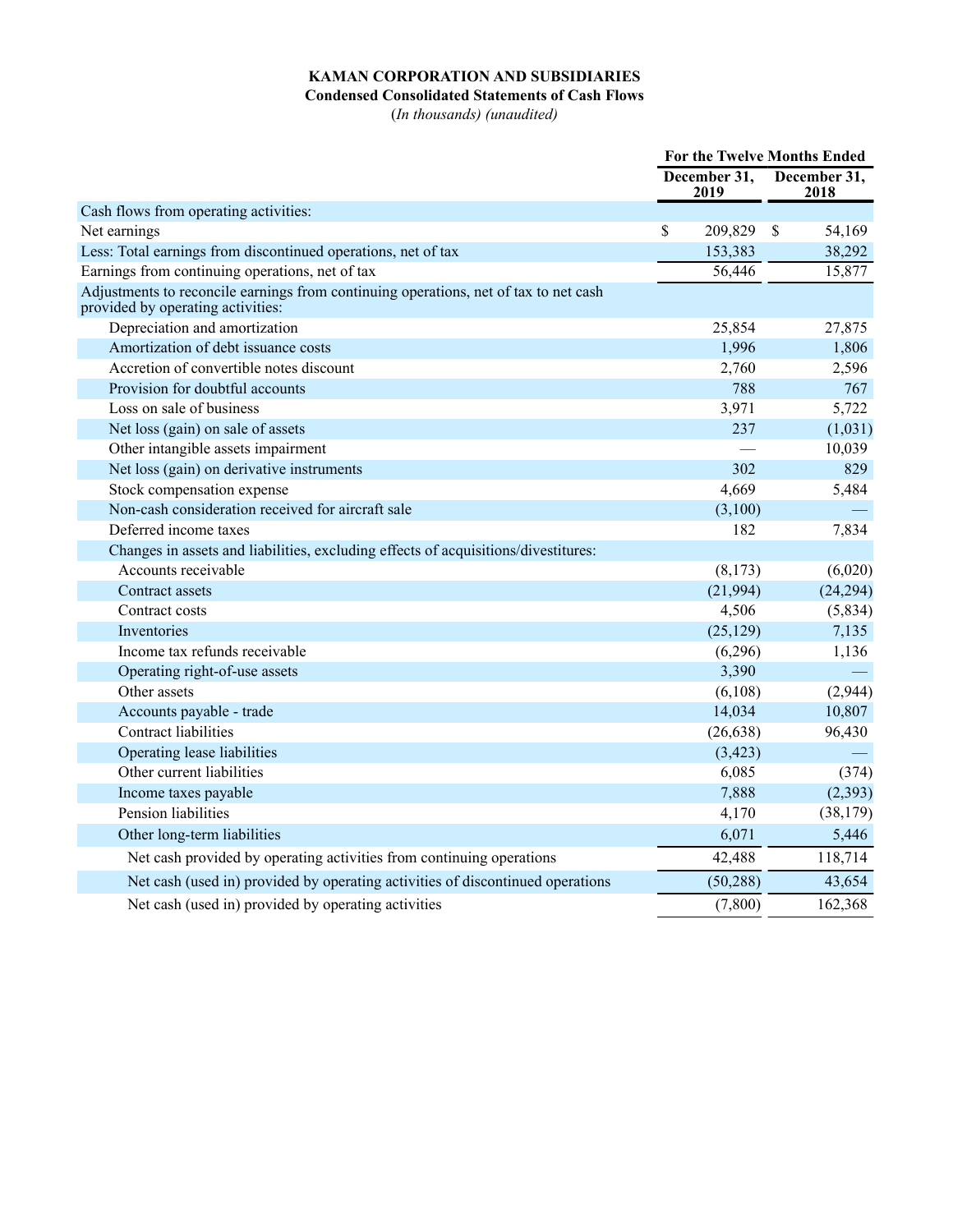**KAMAN CORPORATION AND SUBSIDIARIES**
**Condensed Consolidated Statements of Cash Flows**
*(In thousands) (unaudited)*

| | For the Twelve Months Ended | |
|---|---|---|
| | December 31, 2019 | December 31, 2018 |
| Cash flows from operating activities: | | |
| Net earnings | $ 209,829 | $ 54,169 |
| Less: Total earnings from discontinued operations, net of tax | 153,383 | 38,292 |
| Earnings from continuing operations, net of tax | 56,446 | 15,877 |
| Adjustments to reconcile earnings from continuing operations, net of tax to net cash provided by operating activities: | | |
| Depreciation and amortization | 25,854 | 27,875 |
| Amortization of debt issuance costs | 1,996 | 1,806 |
| Accretion of convertible notes discount | 2,760 | 2,596 |
| Provision for doubtful accounts | 788 | 767 |
| Loss on sale of business | 3,971 | 5,722 |
| Net loss (gain) on sale of assets | 237 | (1,031) |
| Other intangible assets impairment | — | 10,039 |
| Net loss (gain) on derivative instruments | 302 | 829 |
| Stock compensation expense | 4,669 | 5,484 |
| Non-cash consideration received for aircraft sale | (3,100) | — |
| Deferred income taxes | 182 | 7,834 |
| Changes in assets and liabilities, excluding effects of acquisitions/divestitures: | | |
| Accounts receivable | (8,173) | (6,020) |
| Contract assets | (21,994) | (24,294) |
| Contract costs | 4,506 | (5,834) |
| Inventories | (25,129) | 7,135 |
| Income tax refunds receivable | (6,296) | 1,136 |
| Operating right-of-use assets | 3,390 | — |
| Other assets | (6,108) | (2,944) |
| Accounts payable - trade | 14,034 | 10,807 |
| Contract liabilities | (26,638) | 96,430 |
| Operating lease liabilities | (3,423) | — |
| Other current liabilities | 6,085 | (374) |
| Income taxes payable | 7,888 | (2,393) |
| Pension liabilities | 4,170 | (38,179) |
| Other long-term liabilities | 6,071 | 5,446 |
| Net cash provided by operating activities from continuing operations | 42,488 | 118,714 |
| Net cash (used in) provided by operating activities of discontinued operations | (50,288) | 43,654 |
| Net cash (used in) provided by operating activities | (7,800) | 162,368 |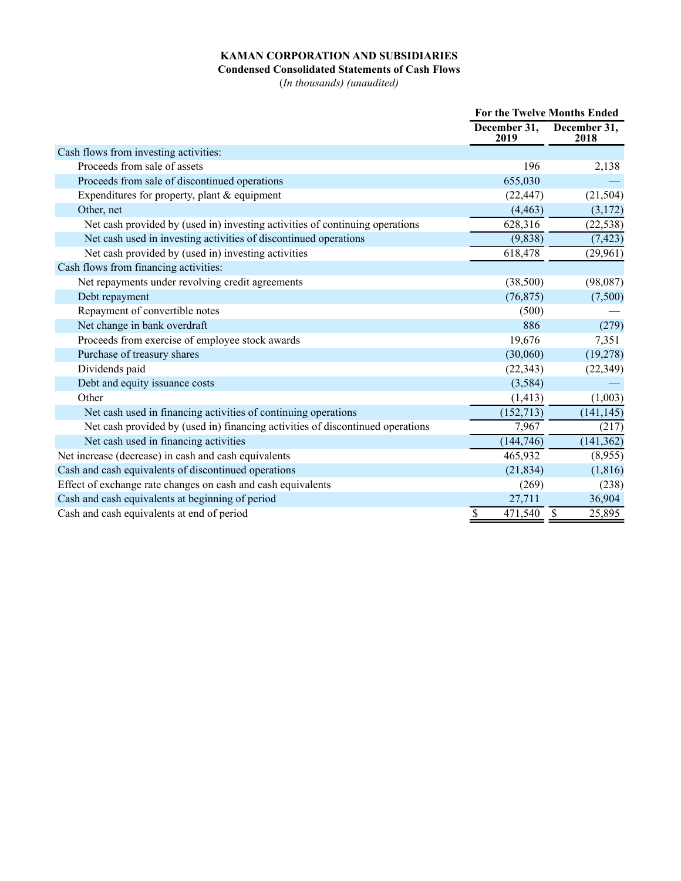**KAMAN CORPORATION AND SUBSIDIARIES**
**Condensed Consolidated Statements of Cash Flows**
(*In thousands) (unaudited)*

| | For the Twelve Months Ended | |
|---|---|---|
| | December 31, 2019 | December 31, 2018 |
| Cash flows from investing activities: | | |
| Proceeds from sale of assets | 196 | 2,138 |
| Proceeds from sale of discontinued operations | 655,030 | — |
| Expenditures for property, plant & equipment | (22,447) | (21,504) |
| Other, net | (4,463) | (3,172) |
| Net cash provided by (used in) investing activities of continuing operations | 628,316 | (22,538) |
| Net cash used in investing activities of discontinued operations | (9,838) | (7,423) |
| Net cash provided by (used in) investing activities | 618,478 | (29,961) |
| Cash flows from financing activities: | | |
| Net repayments under revolving credit agreements | (38,500) | (98,087) |
| Debt repayment | (76,875) | (7,500) |
| Repayment of convertible notes | (500) | — |
| Net change in bank overdraft | 886 | (279) |
| Proceeds from exercise of employee stock awards | 19,676 | 7,351 |
| Purchase of treasury shares | (30,060) | (19,278) |
| Dividends paid | (22,343) | (22,349) |
| Debt and equity issuance costs | (3,584) | — |
| Other | (1,413) | (1,003) |
| Net cash used in financing activities of continuing operations | (152,713) | (141,145) |
| Net cash provided by (used in) financing activities of discontinued operations | 7,967 | (217) |
| Net cash used in financing activities | (144,746) | (141,362) |
| Net increase (decrease) in cash and cash equivalents | 465,932 | (8,955) |
| Cash and cash equivalents of discontinued operations | (21,834) | (1,816) |
| Effect of exchange rate changes on cash and cash equivalents | (269) | (238) |
| Cash and cash equivalents at beginning of period | 27,711 | 36,904 |
| Cash and cash equivalents at end of period | $ 471,540 | $ 25,895 |